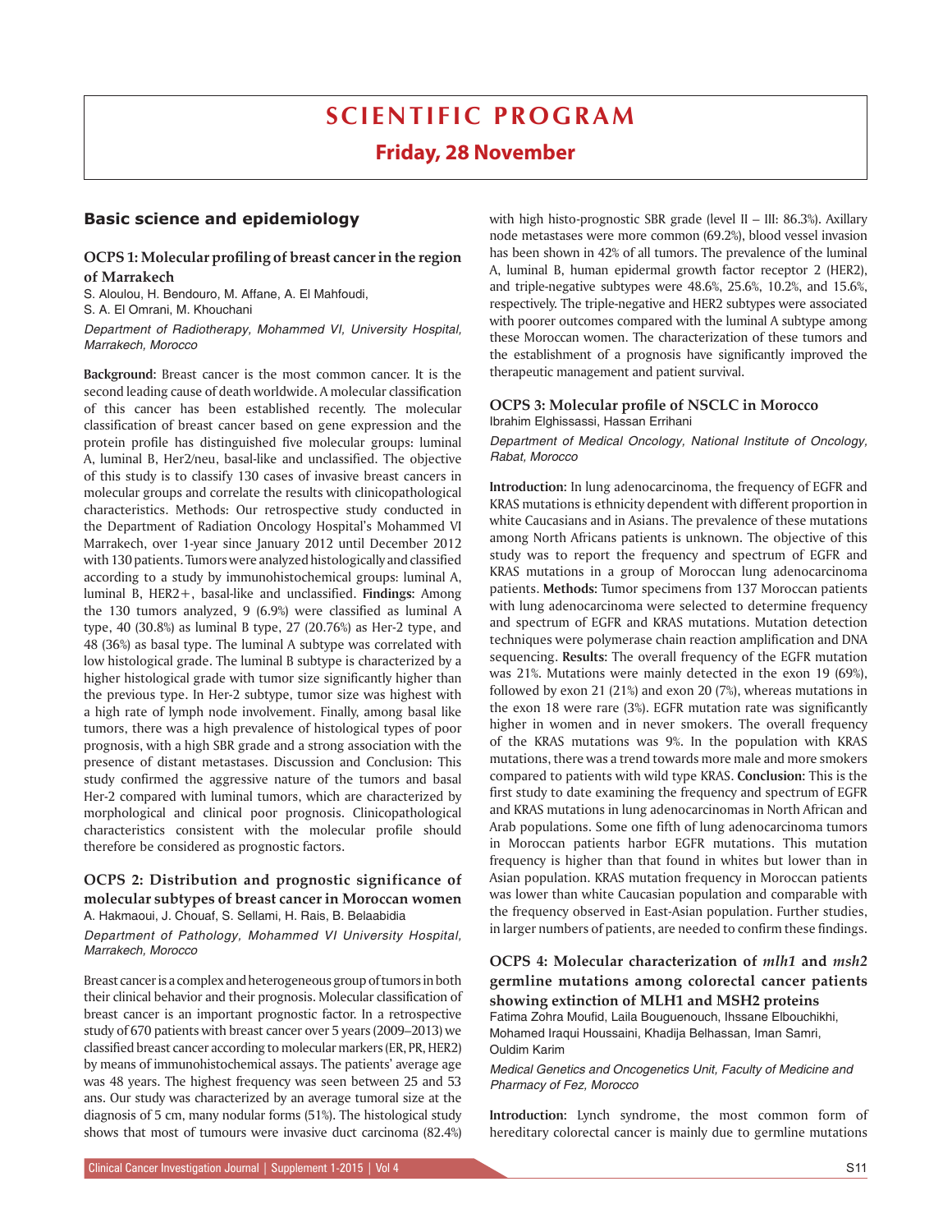# SCIENTIFIC PROGRAM

## Friday, 28 November

## Basic science and epidemiology

### OCPS 1: Molecular profiling of breast cancer in the region of Marrakech

S. Aloulou, H. Bendouro, M. Affane, A. El Mahfoudi, S. A. El Omrani, M. Khouchani

*Department of Radiotherapy, Mohammed VI, University Hospital, Marrakech, Morocco*

**Background**: Breast cancer is the most common cancer. It is the second leading cause of death worldwide. A molecular classification of this cancer has been established recently. The molecular classification of breast cancer based on gene expression and the protein profile has distinguished five molecular groups: luminal A, luminal B, Her2/neu, basal-like and unclassified. The objective of this study is to classify 130 cases of invasive breast cancers in molecular groups and correlate the results with clinicopathological characteristics. Methods: Our retrospective study conducted in the Department of Radiation Oncology Hospital's Mohammed VI Marrakech, over 1-year since January 2012 until December 2012 with 130 patients. Tumors were analyzed histologically and classified according to a study by immunohistochemical groups: luminal A, luminal B, HER2+, basal-like and unclassified. **Findings:** Among the 130 tumors analyzed, 9 (6.9%) were classified as luminal A type, 40 (30.8%) as luminal B type, 27 (20.76%) as Her-2 type, and 48 (36%) as basal type. The luminal A subtype was correlated with low histological grade. The luminal B subtype is characterized by a higher histological grade with tumor size significantly higher than the previous type. In Her-2 subtype, tumor size was highest with a high rate of lymph node involvement. Finally, among basal like tumors, there was a high prevalence of histological types of poor prognosis, with a high SBR grade and a strong association with the presence of distant metastases. Discussion and Conclusion: This study confirmed the aggressive nature of the tumors and basal Her-2 compared with luminal tumors, which are characterized by morphological and clinical poor prognosis. Clinicopathological characteristics consistent with the molecular profile should therefore be considered as prognostic factors.

### OCPS 2: Distribution and prognostic significance of molecular subtypes of breast cancer in Moroccan women

A. Hakmaoui, J. Chouaf, S. Sellami, H. Rais, B. Belaabidia

*Department of Pathology, Mohammed VI University Hospital, Marrakech, Morocco*

Breast cancer is a complex and heterogeneous group of tumors in both their clinical behavior and their prognosis. Molecular classification of breast cancer is an important prognostic factor. In a retrospective study of 670 patients with breast cancer over 5 years (2009–2013) we classified breast cancer according to molecular markers (ER, PR, HER2) by means of immunohistochemical assays. The patients' average age was 48 years. The highest frequency was seen between 25 and 53 ans. Our study was characterized by an average tumoral size at the diagnosis of 5 cm, many nodular forms (51%). The histological study shows that most of tumours were invasive duct carcinoma (82.4%) with high histo-prognostic SBR grade (level II – III: 86.3%). Axillary node metastases were more common (69.2%), blood vessel invasion has been shown in 42% of all tumors. The prevalence of the luminal A, luminal B, human epidermal growth factor receptor 2 (HER2), and triple-negative subtypes were 48.6%, 25.6%, 10.2%, and 15.6%, respectively. The triple-negative and HER2 subtypes were associated with poorer outcomes compared with the luminal A subtype among these Moroccan women. The characterization of these tumors and the establishment of a prognosis have significantly improved the therapeutic management and patient survival.

### OCPS 3: Molecular profile of NSCLC in Morocco

Ibrahim Elghissassi, Hassan Errihani

*Department of Medical Oncology, National Institute of Oncology, Rabat, Morocco*

**Introduction:** In lung adenocarcinoma, the frequency of EGFR and KRAS mutations is ethnicity dependent with different proportion in white Caucasians and in Asians. The prevalence of these mutations among North Africans patients is unknown. The objective of this study was to report the frequency and spectrum of EGFR and KRAS mutations in a group of Moroccan lung adenocarcinoma patients. **Methods**: Tumor specimens from 137 Moroccan patients with lung adenocarcinoma were selected to determine frequency and spectrum of EGFR and KRAS mutations. Mutation detection techniques were polymerase chain reaction amplification and DNA sequencing. **Results**: The overall frequency of the EGFR mutation was 21%. Mutations were mainly detected in the exon 19 (69%), followed by exon 21 (21%) and exon 20 (7%), whereas mutations in the exon 18 were rare (3%). EGFR mutation rate was significantly higher in women and in never smokers. The overall frequency of the KRAS mutations was 9%. In the population with KRAS mutations, there was a trend towards more male and more smokers compared to patients with wild type KRAS. **Conclusion**: This is the first study to date examining the frequency and spectrum of EGFR and KRAS mutations in lung adenocarcinomas in North African and Arab populations. Some one fifth of lung adenocarcinoma tumors in Moroccan patients harbor EGFR mutations. This mutation frequency is higher than that found in whites but lower than in Asian population. KRAS mutation frequency in Moroccan patients was lower than white Caucasian population and comparable with the frequency observed in East-Asian population. Further studies, in larger numbers of patients, are needed to confirm these findings.

### OCPS 4: Molecular characterization of *mlh1* and *msh2* germline mutations among colorectal cancer patients showing extinction of MLH1 and MSH2 proteins

Fatima Zohra Moufid, Laila Bouguenouch, Ihssane Elbouchikhi, Mohamed Iraqui Houssaini, Khadija Belhassan, Iman Samri, Ouldim Karim

*Medical Genetics and Oncogenetics Unit, Faculty of Medicine and Pharmacy of Fez, Morocco*

**Introduction:** Lynch syndrome, the most common form of hereditary colorectal cancer is mainly due to germline mutations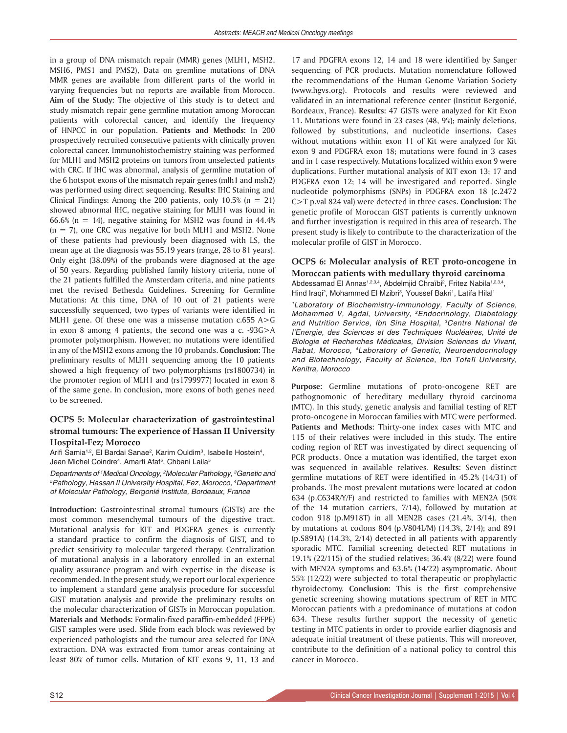in a group of DNA mismatch repair (MMR) genes (MLH1, MSH2, MSH6, PMS1 and PMS2), Data on gremline mutations of DNA MMR genes are available from different parts of the world in varying frequencies but no reports are available from Morocco. **Aim of the Study:** The objective of this study is to detect and study mismatch repair gene germline mutation among Moroccan patients with colorectal cancer, and identify the frequency of HNPCC in our population. **Patients and Methods:** In 200 prospectively recruited consecutive patients with clinically proven colorectal cancer. Immunohistochemistry staining was performed for MLH1 and MSH2 proteins on tumors from unselected patients with CRC. If IHC was abnormal, analysis of germline mutation of the 6 hotspot exons of the mismatch repair genes (mlh1 and msh2) was performed using direct sequencing. **Results:** IHC Staining and Clinical Findings: Among the 200 patients, only 10.5% (n = 21) showed abnormal IHC, negative staining for MLH1 was found in 66.6% (n = 14), negative staining for MSH2 was found in 44.4% (n = 7), one CRC was negative for both MLH1 and MSH2. None of these patients had previously been diagnosed with LS, the mean age at the diagnosis was 55.19 years (range, 28 to 81 years). Only eight (38.09%) of the probands were diagnosed at the age of 50 years. Regarding published family history criteria, none of the 21 patients fulfilled the Amsterdam criteria, and nine patients met the revised Bethesda Guidelines. Screening for Germline Mutations: At this time, DNA of 10 out of 21 patients were successfully sequenced, two types of variants were identified in MLH1 gene. Of these one was a missense mutation c.655 A>G in exon 8 among 4 patients, the second one was a c. -93G>A promoter polymorphism. However, no mutations were identified in any of the MSH2 exons among the 10 probands. **Conclusion:** The preliminary results of MLH1 sequencing among the 10 patients showed a high frequency of two polymorphisms (rs1800734) in the promoter region of MLH1 and (rs1799977) located in exon 8 of the same gene. In conclusion, more exons of both genes need to be screened.

### OCPS 5: Molecular characterization of gastrointestinal stromal tumours: The experience of Hassan II University Hospital-Fez; Morocco

Arifi Samia[1,2], El Bardai Sanae[2], Karim Ouldim[3], Isabelle Hostein[4], Jean Michel Coindre[4], Amarti Afaf[5], Chbani Laila[5]

*Departments of [1]Medical Oncology, [2]Molecular Pathology, [3]Genetic and [5]Pathology, Hassan II University Hospital, Fez, Morocco, [4]Department of Molecular Pathology, Bergonié Institute, Bordeaux, France*

**Introduction:** Gastrointestinal stromal tumours (GISTs) are the most common mesenchymal tumours of the digestive tract. Mutational analysis for KIT and PDGFRA genes is currently a standard practice to confirm the diagnosis of GIST, and to predict sensitivity to molecular targeted therapy. Centralization of mutational analysis in a laboratory enrolled in an external quality assurance program and with expertise in the disease is recommended. In the present study, we report our local experience to implement a standard gene analysis procedure for successful GIST mutation analysis and provide the preliminary results on the molecular characterization of GISTs in Moroccan population. **Materials and Methods:** Formalin-fixed paraffin-embedded (FFPE) GIST samples were used. Slide from each block was reviewed by experienced pathologists and the tumour area selected for DNA extraction. DNA was extracted from tumor areas containing at least 80% of tumor cells. Mutation of KIT exons 9, 11, 13 and 17 and PDGFRA exons 12, 14 and 18 were identified by Sanger sequencing of PCR products. Mutation nomenclature followed the recommendations of the Human Genome Variation Society (www.hgvs.org). Protocols and results were reviewed and validated in an international reference center (Institut Bergonié, Bordeaux, France). **Results:** 47 GISTs were analyzed for Kit Exon 11. Mutations were found in 23 cases (48, 9%); mainly deletions, followed by substitutions, and nucleotide insertions. Cases without mutations within exon 11 of Kit were analyzed for Kit exon 9 and PDGFRA exon 18; mutations were found in 3 cases and in 1 case respectively. Mutations localized within exon 9 were duplications. Further mutational analysis of KIT exon 13; 17 and PDGFRA exon 12; 14 will be investigated and reported. Single nucleotide polymorphisms (SNPs) in PDGFRA exon 18 (c.2472 C>T p.val 824 val) were detected in three cases. **Conclusion:** The genetic profile of Moroccan GIST patients is currently unknown and further investigation is required in this area of research. The present study is likely to contribute to the characterization of the molecular profile of GIST in Morocco.

### OCPS 6: Molecular analysis of RET proto-oncogene in Moroccan patients with medullary thyroid carcinoma

Abdessamad El Annas[1,2,3,4], Abdelmjid Chraïbi[2], Fritez Nabila[1,2,3,4], Hind Iraqi[2], Mohammed El Mzibri[3], Youssef Bakri[1], Latifa Hilal[1]

*[1]Laboratory of Biochemistry-Immunology, Faculty of Science, Mohammed V, Agdal, University, [2]Endocrinology, Diabetology and Nutrition Service, Ibn Sina Hospital, [3]Centre National de l'Energie, des Sciences et des Techniques Nucléaires, Unité de Biologie et Recherches Médicales, Division Sciences du Vivant, Rabat, Morocco, [4]Laboratory of Genetic, Neuroendocrinology and Biotechnology, Faculty of Science, Ibn Tofaïl University, Kenitra, Morocco*

**Purpose:** Germline mutations of proto-oncogene RET are pathognomonic of hereditary medullary thyroid carcinoma (MTC). In this study, genetic analysis and familial testing of RET proto-oncogene in Moroccan families with MTC were performed. **Patients and Methods**: Thirty-one index cases with MTC and 115 of their relatives were included in this study. The entire coding region of RET was investigated by direct sequencing of PCR products. Once a mutation was identified, the target exon was sequenced in available relatives. **Results:** Seven distinct germline mutations of RET were identified in 45.2% (14/31) of probands. The most prevalent mutations were located at codon 634 (p.C634R/Y/F) and restricted to families with MEN2A (50% of the 14 mutation carriers, 7/14), followed by mutation at codon 918 (p.M918T) in all MEN2B cases (21.4%, 3/14), then by mutations at codons 804 (p.V804L/M) (14.3%, 2/14); and 891 (p.S891A) (14.3%, 2/14) detected in all patients with apparently sporadic MTC. Familial screening detected RET mutations in 19.1% (22/115) of the studied relatives; 36.4% (8/22) were found with MEN2A symptoms and 63.6% (14/22) asymptomatic. About 55% (12/22) were subjected to total therapeutic or prophylactic thyroidectomy. **Conclusion:** This is the first comprehensive genetic screening showing mutations spectrum of RET in MTC Moroccan patients with a predominance of mutations at codon 634. These results further support the necessity of genetic testing in MTC patients in order to provide earlier diagnosis and adequate initial treatment of these patients. This will moreover, contribute to the definition of a national policy to control this cancer in Morocco.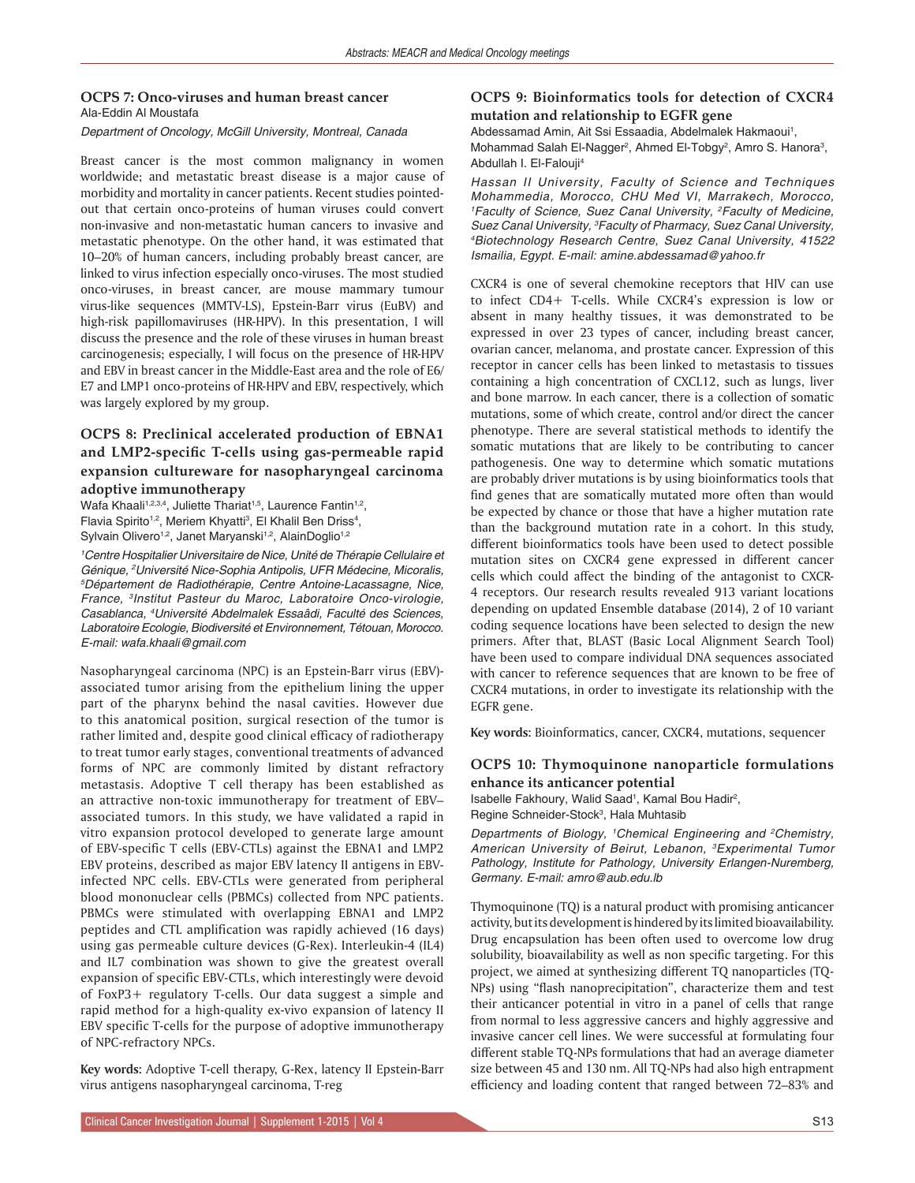### OCPS 7: Onco-viruses and human breast cancer

Ala-Eddin Al Moustafa

*Department of Oncology, McGill University, Montreal, Canada*

Breast cancer is the most common malignancy in women worldwide; and metastatic breast disease is a major cause of morbidity and mortality in cancer patients. Recent studies pointed-out that certain onco-proteins of human viruses could convert non-invasive and non-metastatic human cancers to invasive and metastatic phenotype. On the other hand, it was estimated that 10–20% of human cancers, including probably breast cancer, are linked to virus infection especially onco-viruses. The most studied onco-viruses, in breast cancer, are mouse mammary tumour virus-like sequences (MMTV-LS), Epstein-Barr virus (EuBV) and high-risk papillomaviruses (HR-HPV). In this presentation, I will discuss the presence and the role of these viruses in human breast carcinogenesis; especially, I will focus on the presence of HR-HPV and EBV in breast cancer in the Middle-East area and the role of E6/E7 and LMP1 onco-proteins of HR-HPV and EBV, respectively, which was largely explored by my group.

### OCPS 8: Preclinical accelerated production of EBNA1 and LMP2-specific T-cells using gas-permeable rapid expansion cultureware for nasopharyngeal carcinoma adoptive immunotherapy

Wafa Khaali[1,2,3,4], Juliette Thariat[1,5], Laurence Fantin[1,2], Flavia Spirito[1,2], Meriem Khyatti[3], El Khalil Ben Driss[4], Sylvain Olivero[1,2], Janet Maryanski[1,2], AlainDoglio[1,2]

*[1]Centre Hospitalier Universitaire de Nice, Unité de Thérapie Cellulaire et Génique, [2]Université Nice-Sophia Antipolis, UFR Médecine, Micoralis, [5]Département de Radiothérapie, Centre Antoine-Lacassagne, Nice, France, [3]Institut Pasteur du Maroc, Laboratoire Onco-virologie, Casablanca, [4]Université Abdelmalek Essaâdi, Faculté des Sciences, Laboratoire Ecologie, Biodiversité et Environnement, Tétouan, Morocco. E-mail: wafa.khaali@gmail.com*

Nasopharyngeal carcinoma (NPC) is an Epstein-Barr virus (EBV)-associated tumor arising from the epithelium lining the upper part of the pharynx behind the nasal cavities. However due to this anatomical position, surgical resection of the tumor is rather limited and, despite good clinical efficacy of radiotherapy to treat tumor early stages, conventional treatments of advanced forms of NPC are commonly limited by distant refractory metastasis. Adoptive T cell therapy has been established as an attractive non-toxic immunotherapy for treatment of EBV–associated tumors. In this study, we have validated a rapid in vitro expansion protocol developed to generate large amount of EBV-specific T cells (EBV-CTLs) against the EBNA1 and LMP2 EBV proteins, described as major EBV latency II antigens in EBV-infected NPC cells. EBV-CTLs were generated from peripheral blood mononuclear cells (PBMCs) collected from NPC patients. PBMCs were stimulated with overlapping EBNA1 and LMP2 peptides and CTL amplification was rapidly achieved (16 days) using gas permeable culture devices (G-Rex). Interleukin-4 (IL4) and IL7 combination was shown to give the greatest overall expansion of specific EBV-CTLs, which interestingly were devoid of FoxP3+ regulatory T-cells. Our data suggest a simple and rapid method for a high-quality ex-vivo expansion of latency II EBV specific T-cells for the purpose of adoptive immunotherapy of NPC-refractory NPCs.

**Key words:** Adoptive T-cell therapy, G-Rex, latency II Epstein-Barr virus antigens nasopharyngeal carcinoma, T-reg

### OCPS 9: Bioinformatics tools for detection of CXCR4 mutation and relationship to EGFR gene

Abdessamad Amin, Ait Ssi Essaadia, Abdelmalek Hakmaoui[1], Mohammad Salah El-Nagger[2], Ahmed El-Tobgy[2], Amro S. Hanora[3], Abdullah I. El-Falouji[4]

*Hassan II University, Faculty of Science and Techniques Mohammedia, Morocco, CHU Med VI, Marrakech, Morocco, [1]Faculty of Science, Suez Canal University, [2]Faculty of Medicine, Suez Canal University, [3]Faculty of Pharmacy, Suez Canal University, [4]Biotechnology Research Centre, Suez Canal University, 41522 Ismailia, Egypt. E-mail: amine.abdessamad@yahoo.fr*

CXCR4 is one of several chemokine receptors that HIV can use to infect CD4+ T-cells. While CXCR4's expression is low or absent in many healthy tissues, it was demonstrated to be expressed in over 23 types of cancer, including breast cancer, ovarian cancer, melanoma, and prostate cancer. Expression of this receptor in cancer cells has been linked to metastasis to tissues containing a high concentration of CXCL12, such as lungs, liver and bone marrow. In each cancer, there is a collection of somatic mutations, some of which create, control and/or direct the cancer phenotype. There are several statistical methods to identify the somatic mutations that are likely to be contributing to cancer pathogenesis. One way to determine which somatic mutations are probably driver mutations is by using bioinformatics tools that find genes that are somatically mutated more often than would be expected by chance or those that have a higher mutation rate than the background mutation rate in a cohort. In this study, different bioinformatics tools have been used to detect possible mutation sites on CXCR4 gene expressed in different cancer cells which could affect the binding of the antagonist to CXCR-4 receptors. Our research results revealed 913 variant locations depending on updated Ensemble database (2014), 2 of 10 variant coding sequence locations have been selected to design the new primers. After that, BLAST (Basic Local Alignment Search Tool) have been used to compare individual DNA sequences associated with cancer to reference sequences that are known to be free of CXCR4 mutations, in order to investigate its relationship with the EGFR gene.

**Key words:** Bioinformatics, cancer, CXCR4, mutations, sequencer

### OCPS 10: Thymoquinone nanoparticle formulations enhance its anticancer potential

Isabelle Fakhoury, Walid Saad[1], Kamal Bou Hadir[2], Regine Schneider-Stock[3], Hala Muhtasib

*Departments of Biology, [1]Chemical Engineering and [2]Chemistry, American University of Beirut, Lebanon, [3]Experimental Tumor Pathology, Institute for Pathology, University Erlangen-Nuremberg, Germany. E-mail: amro@aub.edu.lb*

Thymoquinone (TQ) is a natural product with promising anticancer activity, but its development is hindered by its limited bioavailability. Drug encapsulation has been often used to overcome low drug solubility, bioavailability as well as non specific targeting. For this project, we aimed at synthesizing different TQ nanoparticles (TQ-NPs) using "flash nanoprecipitation", characterize them and test their anticancer potential in vitro in a panel of cells that range from normal to less aggressive cancers and highly aggressive and invasive cancer cell lines. We were successful at formulating four different stable TQ-NPs formulations that had an average diameter size between 45 and 130 nm. All TQ-NPs had also high entrapment efficiency and loading content that ranged between 72–83% and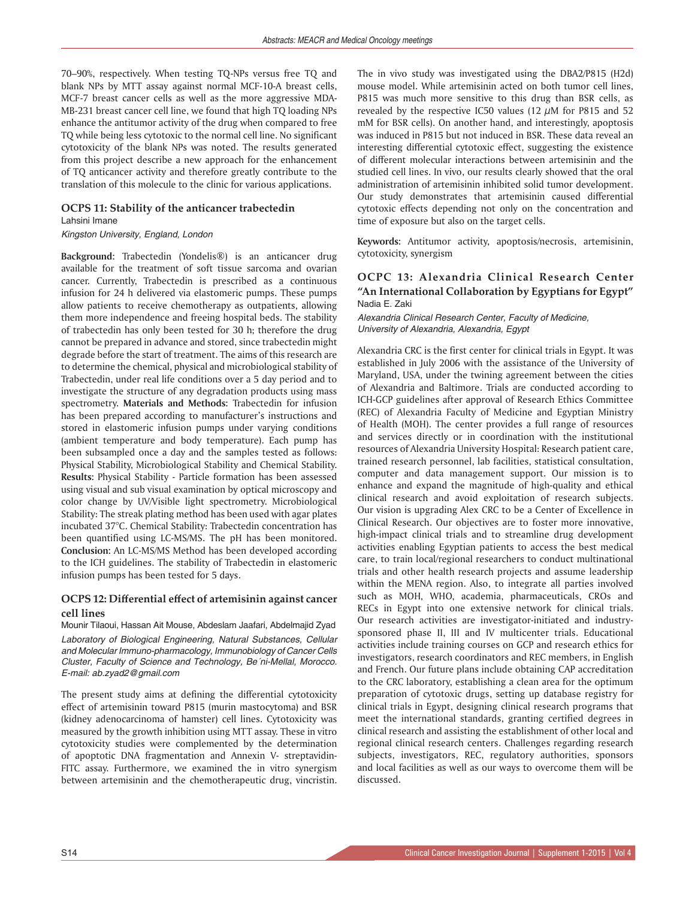70–90%, respectively. When testing TQ-NPs versus free TQ and blank NPs by MTT assay against normal MCF-10-A breast cells, MCF-7 breast cancer cells as well as the more aggressive MDA-MB-231 breast cancer cell line, we found that high TQ loading NPs enhance the antitumor activity of the drug when compared to free TQ while being less cytotoxic to the normal cell line. No significant cytotoxicity of the blank NPs was noted. The results generated from this project describe a new approach for the enhancement of TQ anticancer activity and therefore greatly contribute to the translation of this molecule to the clinic for various applications.

### OCPS 11: Stability of the anticancer trabectedin

Lahsini Imane

*Kingston University, England, London*

**Background:** Trabectedin (Yondelis®) is an anticancer drug available for the treatment of soft tissue sarcoma and ovarian cancer. Currently, Trabectedin is prescribed as a continuous infusion for 24 h delivered via elastomeric pumps. These pumps allow patients to receive chemotherapy as outpatients, allowing them more independence and freeing hospital beds. The stability of trabectedin has only been tested for 30 h; therefore the drug cannot be prepared in advance and stored, since trabectedin might degrade before the start of treatment. The aims of this research are to determine the chemical, physical and microbiological stability of Trabectedin, under real life conditions over a 5 day period and to investigate the structure of any degradation products using mass spectrometry. **Materials and Methods:** Trabectedin for infusion has been prepared according to manufacturer's instructions and stored in elastomeric infusion pumps under varying conditions (ambient temperature and body temperature). Each pump has been subsampled once a day and the samples tested as follows: Physical Stability, Microbiological Stability and Chemical Stability. **Results:** Physical Stability - Particle formation has been assessed using visual and sub visual examination by optical microscopy and color change by UV/Visible light spectrometry. Microbiological Stability: The streak plating method has been used with agar plates incubated 37°C. Chemical Stability: Trabectedin concentration has been quantified using LC-MS/MS. The pH has been monitored. **Conclusion:** An LC-MS/MS Method has been developed according to the ICH guidelines. The stability of Trabectedin in elastomeric infusion pumps has been tested for 5 days.

### OCPS 12: Differential effect of artemisinin against cancer cell lines

Mounir Tilaoui, Hassan Ait Mouse, Abdeslam Jaafari, Abdelmajid Zyad

*Laboratory of Biological Engineering, Natural Substances, Cellular and Molecular Immuno-pharmacology, Immunobiology of Cancer Cells Cluster, Faculty of Science and Technology, Be´ni-Mellal, Morocco. E-mail: ab.zyad2@gmail.com*

The present study aims at defining the differential cytotoxicity effect of artemisinin toward P815 (murin mastocytoma) and BSR (kidney adenocarcinoma of hamster) cell lines. Cytotoxicity was measured by the growth inhibition using MTT assay. These in vitro cytotoxicity studies were complemented by the determination of apoptotic DNA fragmentation and Annexin V- streptavidin-FITC assay. Furthermore, we examined the in vitro synergism between artemisinin and the chemotherapeutic drug, vincristin. The in vivo study was investigated using the DBA2/P815 (H2d) mouse model. While artemisinin acted on both tumor cell lines, P815 was much more sensitive to this drug than BSR cells, as revealed by the respective IC50 values (12 $\mu$M for P815 and 52 mM for BSR cells). On another hand, and interestingly, apoptosis was induced in P815 but not induced in BSR. These data reveal an interesting differential cytotoxic effect, suggesting the existence of different molecular interactions between artemisinin and the studied cell lines. In vivo, our results clearly showed that the oral administration of artemisinin inhibited solid tumor development. Our study demonstrates that artemisinin caused differential cytotoxic effects depending not only on the concentration and time of exposure but also on the target cells.

**Keywords:** Antitumor activity, apoptosis/necrosis, artemisinin, cytotoxicity, synergism

### OCPC 13: Alexandria Clinical Research Center "An International Collaboration by Egyptians for Egypt"

Nadia E. Zaki

*Alexandria Clinical Research Center, Faculty of Medicine, University of Alexandria, Alexandria, Egypt*

Alexandria CRC is the first center for clinical trials in Egypt. It was established in July 2006 with the assistance of the University of Maryland, USA, under the twining agreement between the cities of Alexandria and Baltimore. Trials are conducted according to ICH-GCP guidelines after approval of Research Ethics Committee (REC) of Alexandria Faculty of Medicine and Egyptian Ministry of Health (MOH). The center provides a full range of resources and services directly or in coordination with the institutional resources of Alexandria University Hospital: Research patient care, trained research personnel, lab facilities, statistical consultation, computer and data management support. Our mission is to enhance and expand the magnitude of high-quality and ethical clinical research and avoid exploitation of research subjects. Our vision is upgrading Alex CRC to be a Center of Excellence in Clinical Research. Our objectives are to foster more innovative, high-impact clinical trials and to streamline drug development activities enabling Egyptian patients to access the best medical care, to train local/regional researchers to conduct multinational trials and other health research projects and assume leadership within the MENA region. Also, to integrate all parties involved such as MOH, WHO, academia, pharmaceuticals, CROs and RECs in Egypt into one extensive network for clinical trials. Our research activities are investigator-initiated and industry-sponsored phase II, III and IV multicenter trials. Educational activities include training courses on GCP and research ethics for investigators, research coordinators and REC members, in English and French. Our future plans include obtaining CAP accreditation to the CRC laboratory, establishing a clean area for the optimum preparation of cytotoxic drugs, setting up database registry for clinical trials in Egypt, designing clinical research programs that meet the international standards, granting certified degrees in clinical research and assisting the establishment of other local and regional clinical research centers. Challenges regarding research subjects, investigators, REC, regulatory authorities, sponsors and local facilities as well as our ways to overcome them will be discussed.